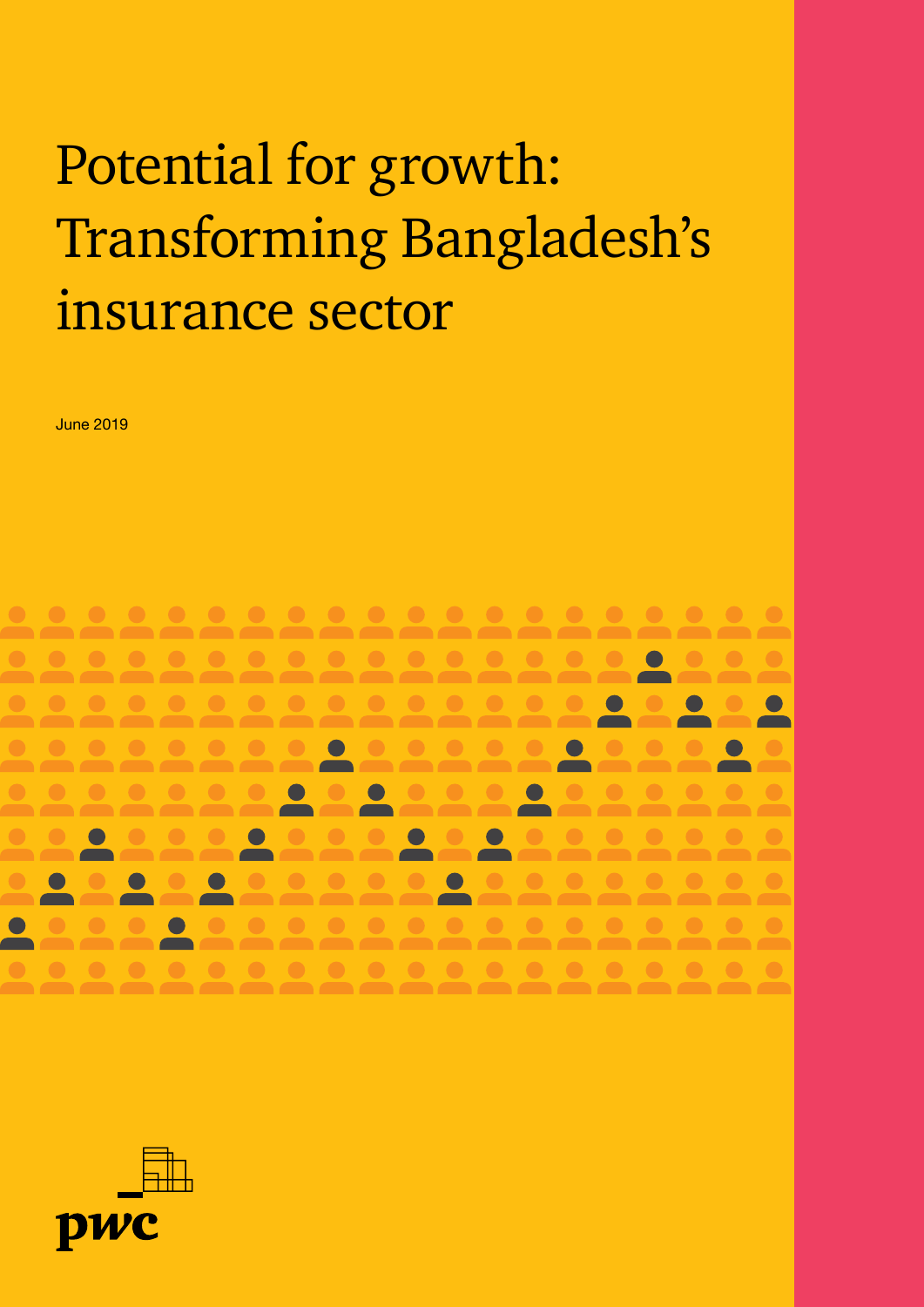# Potential for growth: Transforming Bangladesh's insurance sector

June 2019

pwc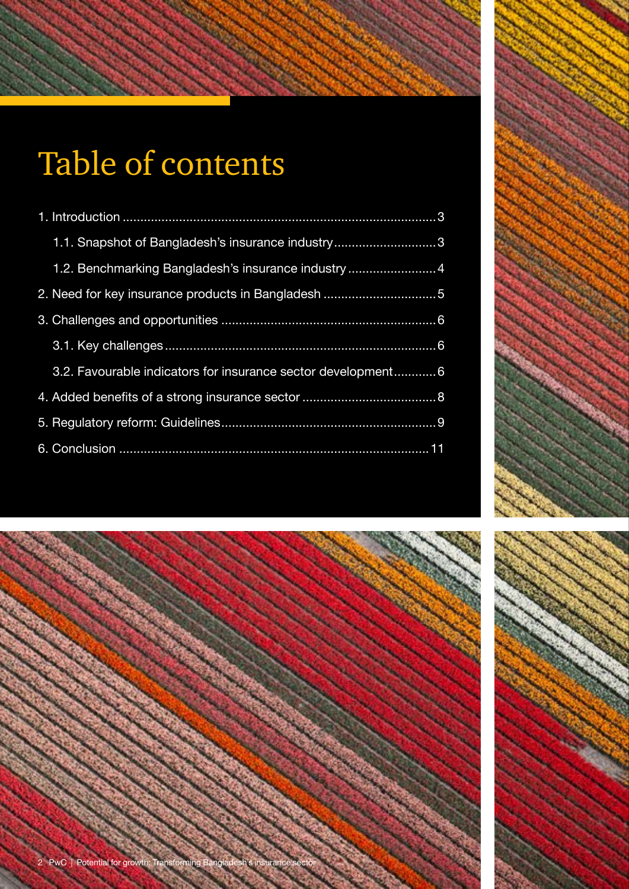# Table of contents

1. Introduction ........................................................................................ 3
   - 1.1. Snapshot of Bangladesh's insurance industry ............................. 3
   - 1.2. Benchmarking Bangladesh's insurance industry ......................... 4
2. Need for key insurance products in Bangladesh ................................ 5
3. Challenges and opportunities ............................................................. 6
   - 3.1. Key challenges ............................................................................ 6
   - 3.2. Favourable indicators for insurance sector development ............ 6
4. Added benefits of a strong insurance sector ...................................... 8
5. Regulatory reform: Guidelines ............................................................ 9
6. Conclusion ...................................................................................... 11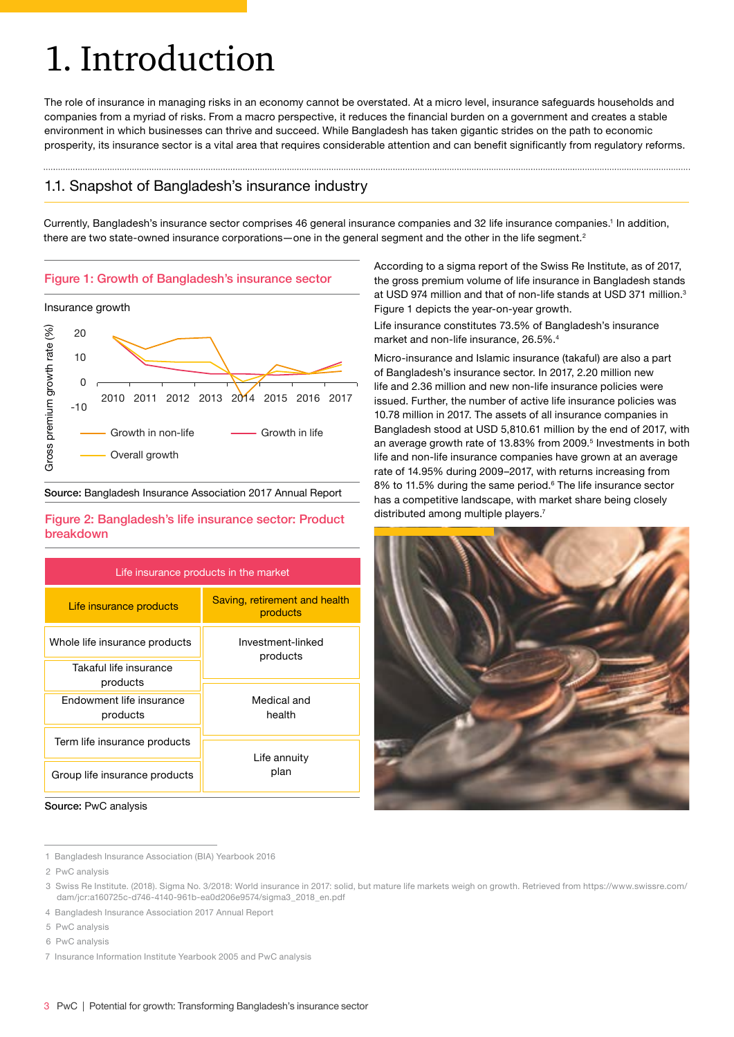# 1. Introduction

The role of insurance in managing risks in an economy cannot be overstated. At a micro level, insurance safeguards households and companies from a myriad of risks. From a macro perspective, it reduces the financial burden on a government and creates a stable environment in which businesses can thrive and succeed. While Bangladesh has taken gigantic strides on the path to economic prosperity, its insurance sector is a vital area that requires considerable attention and can benefit significantly from regulatory reforms.

## 1.1. Snapshot of Bangladesh's insurance industry

Currently, Bangladesh's insurance sector comprises 46 general insurance companies and 32 life insurance companies.[1] In addition, there are two state-owned insurance corporations—one in the general segment and the other in the life segment.[2]

**Figure 1: Growth of Bangladesh's insurance sector**

Insurance growth

Gross premium growth rate (%)

Growth in non-life — Growth in life — Overall growth

**Source:** Bangladesh Insurance Association 2017 Annual Report

According to a sigma report of the Swiss Re Institute, as of 2017, the gross premium volume of life insurance in Bangladesh stands at USD 974 million and that of non-life stands at USD 371 million.[3] Figure 1 depicts the year-on-year growth.

Life insurance constitutes 73.5% of Bangladesh's insurance market and non-life insurance, 26.5%.[4]

Micro-insurance and Islamic insurance (takaful) are also a part of Bangladesh's insurance sector. In 2017, 2.20 million new life and 2.36 million and new non-life insurance policies were issued. Further, the number of active life insurance policies was 10.78 million in 2017. The assets of all insurance companies in Bangladesh stood at USD 5,810.61 million by the end of 2017, with an average growth rate of 13.83% from 2009.[5] Investments in both life and non-life insurance companies have grown at an average rate of 14.95% during 2009–2017, with returns increasing from 8% to 11.5% during the same period.[6] The life insurance sector has a competitive landscape, with market share being closely distributed among multiple players.[7]

**Figure 2: Bangladesh's life insurance sector: Product breakdown**

| Life insurance products in the market | |
|---|---|
| Life insurance products | Saving, retirement and health products |
| Whole life insurance products | Investment-linked products |
| Takaful life insurance products | |
| Endowment life insurance products | Medical and health |
| Term life insurance products | Life annuity plan |
| Group life insurance products | |

**Source:** PwC analysis

---

1 Bangladesh Insurance Association (BIA) Yearbook 2016

2 PwC analysis

3 Swiss Re Institute. (2018). Sigma No. 3/2018: World insurance in 2017: solid, but mature life markets weigh on growth. Retrieved from https://www.swissre.com/dam/jcr:a160725c-d746-4140-961b-ea0d206e9574/sigma3_2018_en.pdf

4 Bangladesh Insurance Association 2017 Annual Report

5 PwC analysis

6 PwC analysis

7 Insurance Information Institute Yearbook 2005 and PwC analysis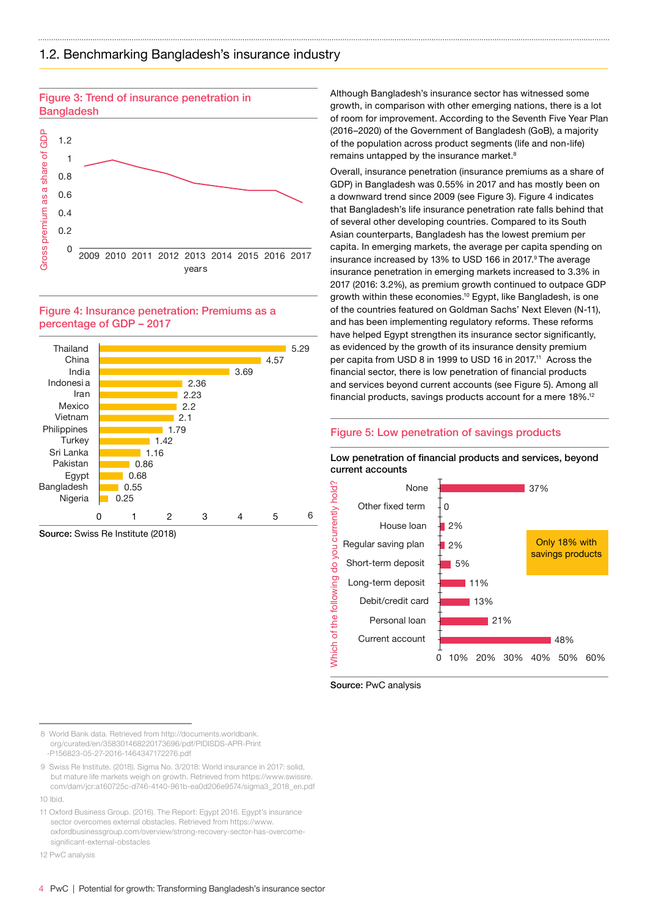## 1.2. Benchmarking Bangladesh's insurance industry

**Figure 3: Trend of insurance penetration in Bangladesh**

**Figure 4: Insurance penetration: Premiums as a percentage of GDP – 2017**

| Country | % of GDP |
|---|---|
| Thailand | 5.29 |
| China | 4.57 |
| India | 3.69 |
| Indonesia | 2.36 |
| Iran | 2.23 |
| Mexico | 2.2 |
| Vietnam | 2.1 |
| Philippines | 1.79 |
| Turkey | 1.42 |
| Sri Lanka | 1.16 |
| Pakistan | 0.86 |
| Egypt | 0.68 |
| Bangladesh | 0.55 |
| Nigeria | 0.25 |

**Source:** Swiss Re Institute (2018)

Although Bangladesh's insurance sector has witnessed some growth, in comparison with other emerging nations, there is a lot of room for improvement. According to the Seventh Five Year Plan (2016–2020) of the Government of Bangladesh (GoB), a majority of the population across product segments (life and non-life) remains untapped by the insurance market.[8]

Overall, insurance penetration (insurance premiums as a share of GDP) in Bangladesh was 0.55% in 2017 and has mostly been on a downward trend since 2009 (see Figure 3). Figure 4 indicates that Bangladesh's life insurance penetration rate falls behind that of several other developing countries. Compared to its South Asian counterparts, Bangladesh has the lowest premium per capita. In emerging markets, the average per capita spending on insurance increased by 13% to USD 166 in 2017.[9] The average insurance penetration in emerging markets increased to 3.3% in 2017 (2016: 3.2%), as premium growth continued to outpace GDP growth within these economies.[10] Egypt, like Bangladesh, is one of the countries featured on Goldman Sachs' Next Eleven (N-11), and has been implementing regulatory reforms. These reforms have helped Egypt strengthen its insurance sector significantly, as evidenced by the growth of its insurance density premium per capita from USD 8 in 1999 to USD 16 in 2017.[11] Across the financial sector, there is low penetration of financial products and services beyond current accounts (see Figure 5). Among all financial products, savings products account for a mere 18%.[12]

**Figure 5: Low penetration of savings products**

Low penetration of financial products and services, beyond current accounts

| Which of the following do you currently hold? | % |
|---|---|
| None | 37% |
| Other fixed term | 0 |
| House loan | 2% |
| Regular saving plan | 2% |
| Short-term deposit | 5% |
| Long-term deposit | 11% |
| Debit/credit card | 13% |
| Personal loan | 21% |
| Current account | 48% |

Only 18% with savings products

**Source:** PwC analysis

---

8 World Bank data. Retrieved from http://documents.worldbank.org/curated/en/358301468220173696/pdf/PIDISDS-APR-Print-P156823-05-27-2016-1464347172276.pdf

9 Swiss Re Institute. (2018). Sigma No. 3/2018: World insurance in 2017: solid, but mature life markets weigh on growth. Retrieved from https://www.swissre.com/dam/jcr:a160725c-d746-4140-961b-ea0d206e9574/sigma3_2018_en.pdf

10 Ibid.

11 Oxford Business Group. (2016). The Report: Egypt 2016. Egypt's insurance sector overcomes external obstacles. Retrieved from https://www.oxfordbusinessgroup.com/overview/strong-recovery-sector-has-overcome-significant-external-obstacles

12 PwC analysis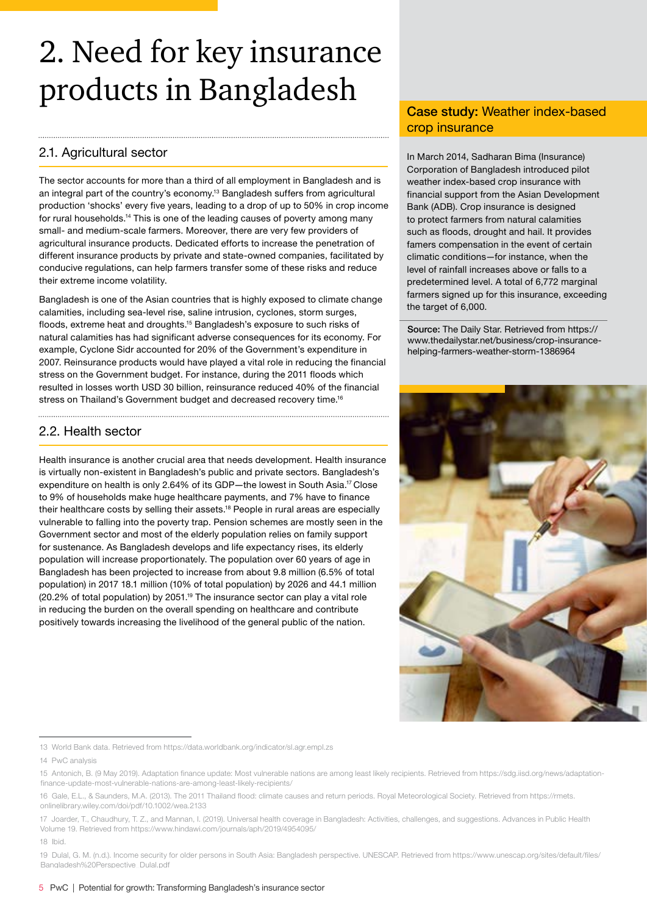# 2. Need for key insurance products in Bangladesh

## 2.1. Agricultural sector

The sector accounts for more than a third of all employment in Bangladesh and is an integral part of the country's economy.[13] Bangladesh suffers from agricultural production 'shocks' every five years, leading to a drop of up to 50% in crop income for rural households.[14] This is one of the leading causes of poverty among many small- and medium-scale farmers. Moreover, there are very few providers of agricultural insurance products. Dedicated efforts to increase the penetration of different insurance products by private and state-owned companies, facilitated by conducive regulations, can help farmers transfer some of these risks and reduce their extreme income volatility.

Bangladesh is one of the Asian countries that is highly exposed to climate change calamities, including sea-level rise, saline intrusion, cyclones, storm surges, floods, extreme heat and droughts.[15] Bangladesh's exposure to such risks of natural calamities has had significant adverse consequences for its economy. For example, Cyclone Sidr accounted for 20% of the Government's expenditure in 2007. Reinsurance products would have played a vital role in reducing the financial stress on the Government budget. For instance, during the 2011 floods which resulted in losses worth USD 30 billion, reinsurance reduced 40% of the financial stress on Thailand's Government budget and decreased recovery time.[16]

## 2.2. Health sector

Health insurance is another crucial area that needs development. Health insurance is virtually non-existent in Bangladesh's public and private sectors. Bangladesh's expenditure on health is only 2.64% of its GDP—the lowest in South Asia.[17] Close to 9% of households make huge healthcare payments, and 7% have to finance their healthcare costs by selling their assets.[18] People in rural areas are especially vulnerable to falling into the poverty trap. Pension schemes are mostly seen in the Government sector and most of the elderly population relies on family support for sustenance. As Bangladesh develops and life expectancy rises, its elderly population will increase proportionately. The population over 60 years of age in Bangladesh has been projected to increase from about 9.8 million (6.5% of total population) in 2017 18.1 million (10% of total population) by 2026 and 44.1 million (20.2% of total population) by 2051.[19] The insurance sector can play a vital role in reducing the burden on the overall spending on healthcare and contribute positively towards increasing the livelihood of the general public of the nation.

### Case study: Weather index-based crop insurance

In March 2014, Sadharan Bima (Insurance) Corporation of Bangladesh introduced pilot weather index-based crop insurance with financial support from the Asian Development Bank (ADB). Crop insurance is designed to protect farmers from natural calamities such as floods, drought and hail. It provides famers compensation in the event of certain climatic conditions—for instance, when the level of rainfall increases above or falls to a predetermined level. A total of 6,772 marginal farmers signed up for this insurance, exceeding the target of 6,000.

**Source:** The Daily Star. Retrieved from https://www.thedailystar.net/business/crop-insurance-helping-farmers-weather-storm-1386964

---

13 World Bank data. Retrieved from https://data.worldbank.org/indicator/sl.agr.empl.zs

14 PwC analysis

15 Antonich, B. (9 May 2019). Adaptation finance update: Most vulnerable nations are among least likely recipients. Retrieved from https://sdg.iisd.org/news/adaptation-finance-update-most-vulnerable-nations-are-among-least-likely-recipients/

16 Gale, E.L., & Saunders, M.A. (2013). The 2011 Thailand flood: climate causes and return periods. Royal Meteorological Society. Retrieved from https://rmets.onlinelibrary.wiley.com/doi/pdf/10.1002/wea.2133

17 Joarder, T., Chaudhury, T. Z., and Mannan, I. (2019). Universal health coverage in Bangladesh: Activities, challenges, and suggestions. Advances in Public Health Volume 19. Retrieved from https://www.hindawi.com/journals/aph/2019/4954095/

18 Ibid.

19 Dulal, G. M. (n.d.). Income security for older persons in South Asia: Bangladesh perspective. UNESCAP. Retrieved from https://www.unescap.org/sites/default/files/Bangladesh%20Perspective_Dulal.pdf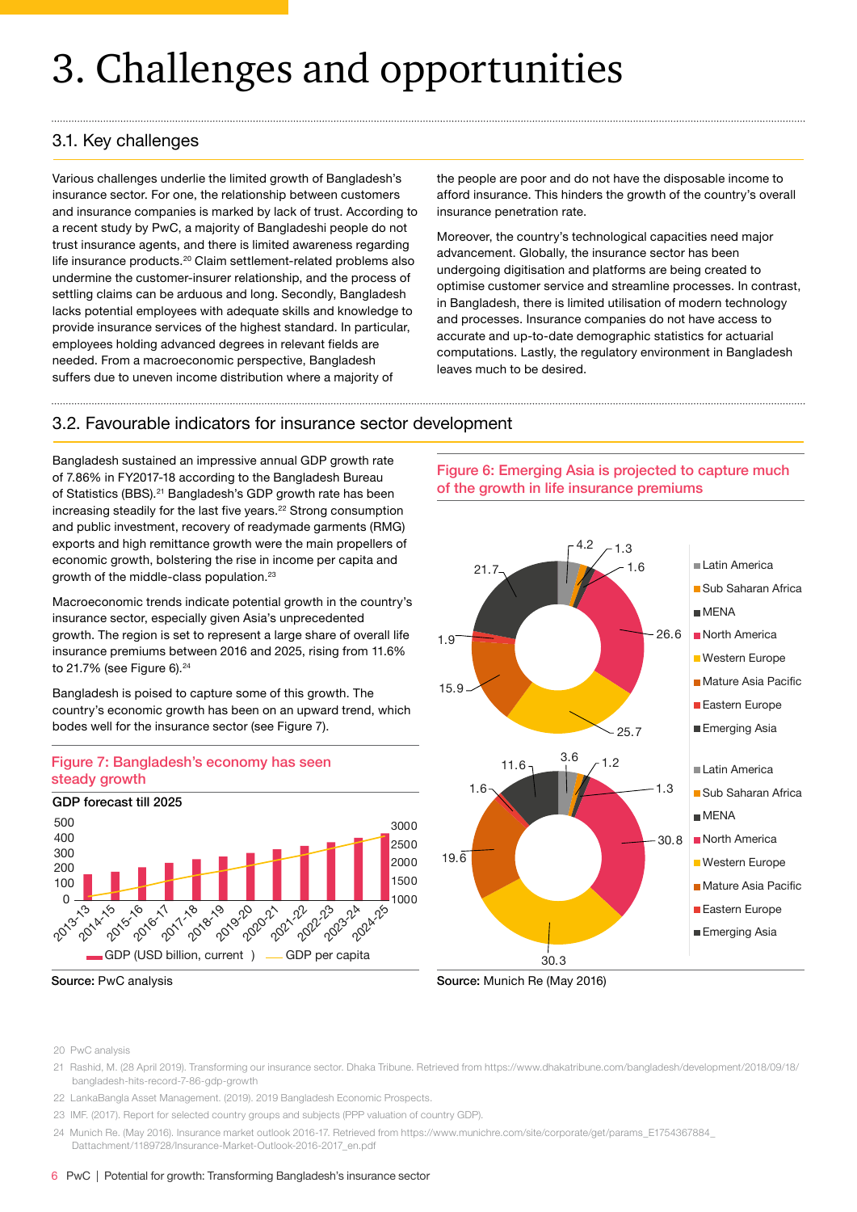# 3. Challenges and opportunities

## 3.1. Key challenges

Various challenges underlie the limited growth of Bangladesh's insurance sector. For one, the relationship between customers and insurance companies is marked by lack of trust. According to a recent study by PwC, a majority of Bangladeshi people do not trust insurance agents, and there is limited awareness regarding life insurance products.[20] Claim settlement-related problems also undermine the customer-insurer relationship, and the process of settling claims can be arduous and long. Secondly, Bangladesh lacks potential employees with adequate skills and knowledge to provide insurance services of the highest standard. In particular, employees holding advanced degrees in relevant fields are needed. From a macroeconomic perspective, Bangladesh suffers due to uneven income distribution where a majority of the people are poor and do not have the disposable income to afford insurance. This hinders the growth of the country's overall insurance penetration rate.

Moreover, the country's technological capacities need major advancement. Globally, the insurance sector has been undergoing digitisation and platforms are being created to optimise customer service and streamline processes. In contrast, in Bangladesh, there is limited utilisation of modern technology and processes. Insurance companies do not have access to accurate and up-to-date demographic statistics for actuarial computations. Lastly, the regulatory environment in Bangladesh leaves much to be desired.

## 3.2. Favourable indicators for insurance sector development

Bangladesh sustained an impressive annual GDP growth rate of 7.86% in FY2017-18 according to the Bangladesh Bureau of Statistics (BBS).[21] Bangladesh's GDP growth rate has been increasing steadily for the last five years.[22] Strong consumption and public investment, recovery of readymade garments (RMG) exports and high remittance growth were the main propellers of economic growth, bolstering the rise in income per capita and growth of the middle-class population.[23]

Macroeconomic trends indicate potential growth in the country's insurance sector, especially given Asia's unprecedented growth. The region is set to represent a large share of overall life insurance premiums between 2016 and 2025, rising from 11.6% to 21.7% (see Figure 6).[24]

Bangladesh is poised to capture some of this growth. The country's economic growth has been on an upward trend, which bodes well for the insurance sector (see Figure 7).

**Figure 7: Bangladesh's economy has seen steady growth**

GDP forecast till 2025

Legend: GDP (USD billion, current) — GDP per capita

X-axis: 2013-13, 2014-15, 2015-16, 2016-17, 2017-18, 2018-19, 2019-20, 2020-21, 2021-22, 2022-23, 2023-24, 2024-25

Left axis: 0–500; Right axis: 1000–3000

**Source:** PwC analysis

**Figure 6: Emerging Asia is projected to capture much of the growth in life insurance premiums**

| Region | Chart 1 | Chart 2 |
|---|---|---|
| Latin America | 4.2 | 3.6 |
| Sub Saharan Africa | 1.3 | 1.2 |
| MENA | 1.6 | 1.3 |
| North America | 26.6 | 30.8 |
| Western Europe | 25.7 | 30.3 |
| Mature Asia Pacific | 15.9 | 19.6 |
| Eastern Europe | 1.9 | 1.6 |
| Emerging Asia | 21.7 | 11.6 |

**Source:** Munich Re (May 2016)

20 PwC analysis

21 Rashid, M. (28 April 2019). Transforming our insurance sector. Dhaka Tribune. Retrieved from https://www.dhakatribune.com/bangladesh/development/2018/09/18/bangladesh-hits-record-7-86-gdp-growth

22 LankaBangla Asset Management. (2019). 2019 Bangladesh Economic Prospects.

23 IMF. (2017). Report for selected country groups and subjects (PPP valuation of country GDP).

24 Munich Re. (May 2016). Insurance market outlook 2016-17. Retrieved from https://www.munichre.com/site/corporate/get/params_E1754367884_Dattachment/1189728/Insurance-Market-Outlook-2016-2017_en.pdf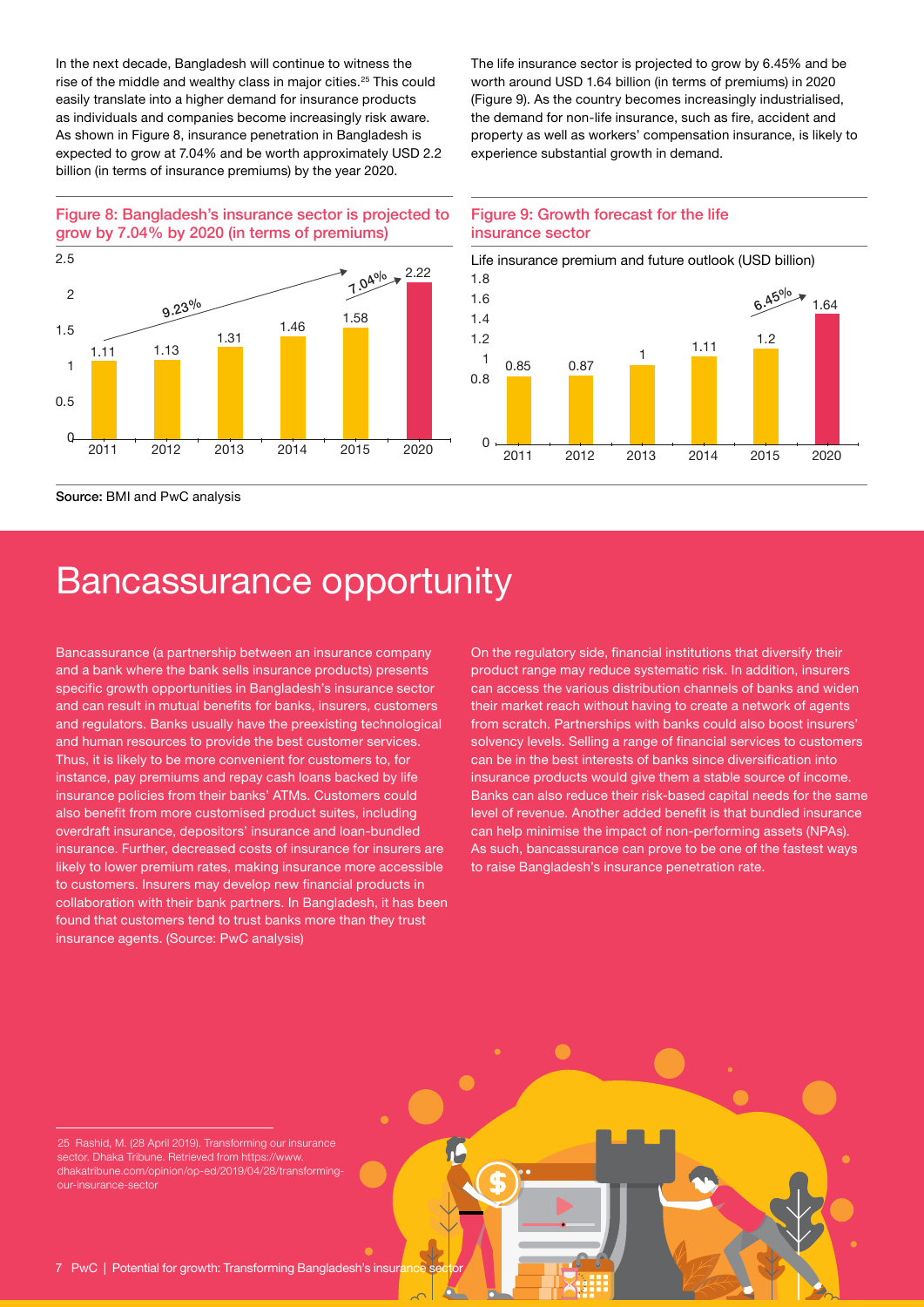In the next decade, Bangladesh will continue to witness the rise of the middle and wealthy class in major cities.[25] This could easily translate into a higher demand for insurance products as individuals and companies become increasingly risk aware. As shown in Figure 8, insurance penetration in Bangladesh is expected to grow at 7.04% and be worth approximately USD 2.2 billion (in terms of insurance premiums) by the year 2020.

The life insurance sector is projected to grow by 6.45% and be worth around USD 1.64 billion (in terms of premiums) in 2020 (Figure 9). As the country becomes increasingly industrialised, the demand for non-life insurance, such as fire, accident and property as well as workers' compensation insurance, is likely to experience substantial growth in demand.

**Figure 8: Bangladesh's insurance sector is projected to grow by 7.04% by 2020 (in terms of premiums)**

| Year | Premiums |
|---|---|
| 2011 | 1.11 |
| 2012 | 1.13 |
| 2013 | 1.31 |
| 2014 | 1.46 |
| 2015 | 1.58 |
| 2020 | 2.22 |

Growth: 9.23% (2011–2015); 7.04% (2015–2020)

**Figure 9: Growth forecast for the life insurance sector**

Life insurance premium and future outlook (USD billion)

| Year | Premiums |
|---|---|
| 2011 | 0.85 |
| 2012 | 0.87 |
| 2013 | 1 |
| 2014 | 1.11 |
| 2015 | 1.2 |
| 2020 | 1.64 |

Growth: 6.45% (2015–2020)

**Source:** BMI and PwC analysis

# Bancassurance opportunity

Bancassurance (a partnership between an insurance company and a bank where the bank sells insurance products) presents specific growth opportunities in Bangladesh's insurance sector and can result in mutual benefits for banks, insurers, customers and regulators. Banks usually have the preexisting technological and human resources to provide the best customer services. Thus, it is likely to be more convenient for customers to, for instance, pay premiums and repay cash loans backed by life insurance policies from their banks' ATMs. Customers could also benefit from more customised product suites, including overdraft insurance, depositors' insurance and loan-bundled insurance. Further, decreased costs of insurance for insurers are likely to lower premium rates, making insurance more accessible to customers. Insurers may develop new financial products in collaboration with their bank partners. In Bangladesh, it has been found that customers tend to trust banks more than they trust insurance agents. (Source: PwC analysis)

On the regulatory side, financial institutions that diversify their product range may reduce systematic risk. In addition, insurers can access the various distribution channels of banks and widen their market reach without having to create a network of agents from scratch. Partnerships with banks could also boost insurers' solvency levels. Selling a range of financial services to customers can be in the best interests of banks since diversification into insurance products would give them a stable source of income. Banks can also reduce their risk-based capital needs for the same level of revenue. Another added benefit is that bundled insurance can help minimise the impact of non-performing assets (NPAs). As such, bancassurance can prove to be one of the fastest ways to raise Bangladesh's insurance penetration rate.

25 Rashid, M. (28 April 2019). Transforming our insurance sector. Dhaka Tribune. Retrieved from https://www.dhakatribune.com/opinion/op-ed/2019/04/28/transforming-our-insurance-sector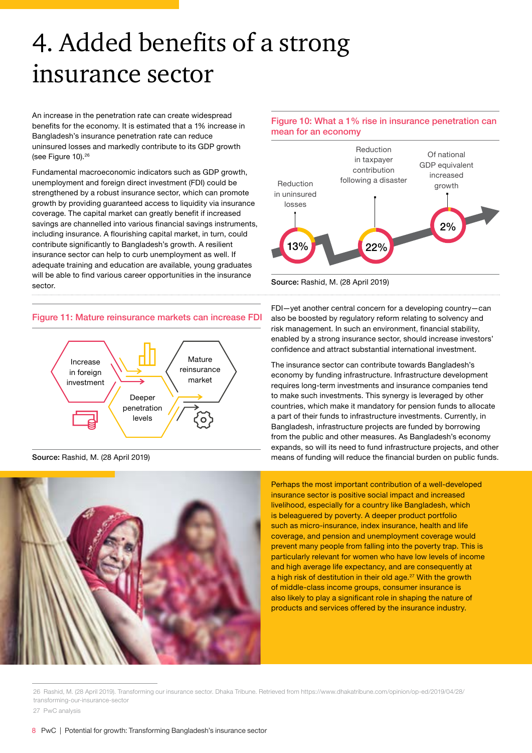# 4. Added benefits of a strong insurance sector

An increase in the penetration rate can create widespread benefits for the economy. It is estimated that a 1% increase in Bangladesh's insurance penetration rate can reduce uninsured losses and markedly contribute to its GDP growth (see Figure 10).[26]

Fundamental macroeconomic indicators such as GDP growth, unemployment and foreign direct investment (FDI) could be strengthened by a robust insurance sector, which can promote growth by providing guaranteed access to liquidity via insurance coverage. The capital market can greatly benefit if increased savings are channelled into various financial savings instruments, including insurance. A flourishing capital market, in turn, could contribute significantly to Bangladesh's growth. A resilient insurance sector can help to curb unemployment as well. If adequate training and education are available, young graduates will be able to find various career opportunities in the insurance sector.

**Figure 10: What a 1% rise in insurance penetration can mean for an economy**

- Reduction in uninsured losses: 13%
- Reduction in taxpayer contribution following a disaster: 22%
- Of national GDP equivalent increased growth: 2%

**Source:** Rashid, M. (28 April 2019)

**Figure 11: Mature reinsurance markets can increase FDI**

Increase in foreign investment → Deeper penetration levels → Mature reinsurance market

**Source:** Rashid, M. (28 April 2019)

FDI—yet another central concern for a developing country—can also be boosted by regulatory reform relating to solvency and risk management. In such an environment, financial stability, enabled by a strong insurance sector, should increase investors' confidence and attract substantial international investment.

The insurance sector can contribute towards Bangladesh's economy by funding infrastructure. Infrastructure development requires long-term investments and insurance companies tend to make such investments. This synergy is leveraged by other countries, which make it mandatory for pension funds to allocate a part of their funds to infrastructure investments. Currently, in Bangladesh, infrastructure projects are funded by borrowing from the public and other measures. As Bangladesh's economy expands, so will its need to fund infrastructure projects, and other means of funding will reduce the financial burden on public funds.

Perhaps the most important contribution of a well-developed insurance sector is positive social impact and increased livelihood, especially for a country like Bangladesh, which is beleaguered by poverty. A deeper product portfolio such as micro-insurance, index insurance, health and life coverage, and pension and unemployment coverage would prevent many people from falling into the poverty trap. This is particularly relevant for women who have low levels of income and high average life expectancy, and are consequently at a high risk of destitution in their old age.[27] With the growth of middle-class income groups, consumer insurance is also likely to play a significant role in shaping the nature of products and services offered by the insurance industry.

---

26 Rashid, M. (28 April 2019). Transforming our insurance sector. Dhaka Tribune. Retrieved from https://www.dhakatribune.com/opinion/op-ed/2019/04/28/transforming-our-insurance-sector

27 PwC analysis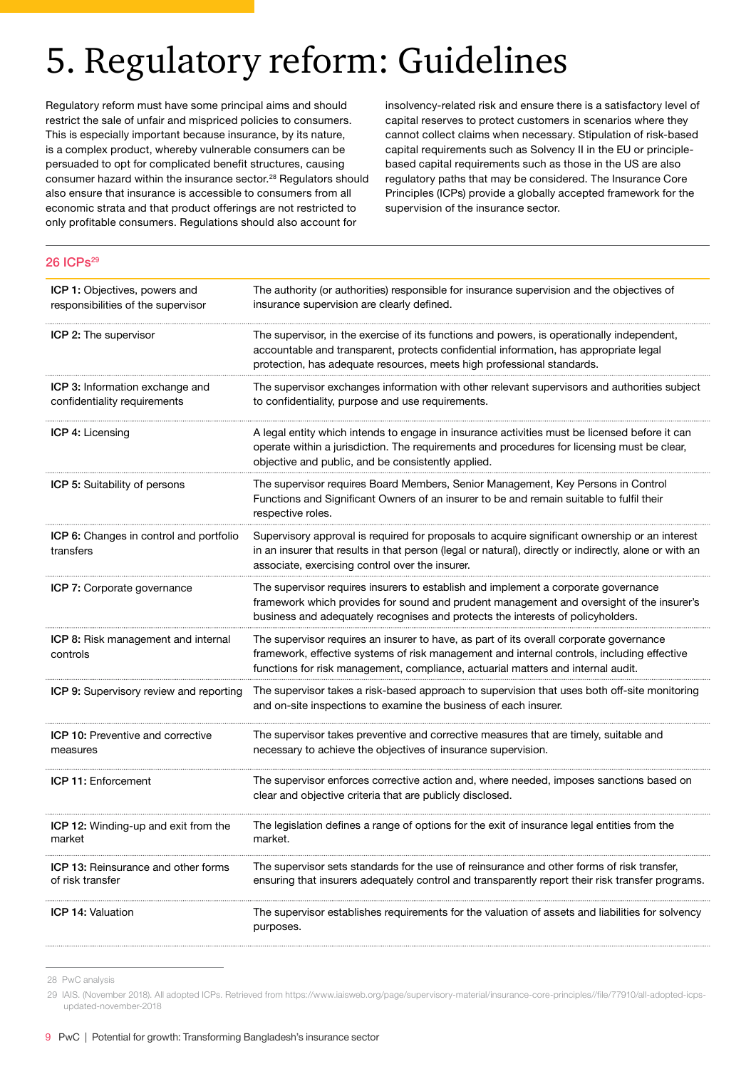# 5. Regulatory reform: Guidelines

Regulatory reform must have some principal aims and should restrict the sale of unfair and mispriced policies to consumers. This is especially important because insurance, by its nature, is a complex product, whereby vulnerable consumers can be persuaded to opt for complicated benefit structures, causing consumer hazard within the insurance sector.[28] Regulators should also ensure that insurance is accessible to consumers from all economic strata and that product offerings are not restricted to only profitable consumers. Regulations should also account for insolvency-related risk and ensure there is a satisfactory level of capital reserves to protect customers in scenarios where they cannot collect claims when necessary. Stipulation of risk-based capital requirements such as Solvency II in the EU or principle-based capital requirements such as those in the US are also regulatory paths that may be considered. The Insurance Core Principles (ICPs) provide a globally accepted framework for the supervision of the insurance sector.

## 26 ICPs[29]

| | |
|---|---|
| **ICP 1:** Objectives, powers and responsibilities of the supervisor | The authority (or authorities) responsible for insurance supervision and the objectives of insurance supervision are clearly defined. |
| **ICP 2:** The supervisor | The supervisor, in the exercise of its functions and powers, is operationally independent, accountable and transparent, protects confidential information, has appropriate legal protection, has adequate resources, meets high professional standards. |
| **ICP 3:** Information exchange and confidentiality requirements | The supervisor exchanges information with other relevant supervisors and authorities subject to confidentiality, purpose and use requirements. |
| **ICP 4:** Licensing | A legal entity which intends to engage in insurance activities must be licensed before it can operate within a jurisdiction. The requirements and procedures for licensing must be clear, objective and public, and be consistently applied. |
| **ICP 5:** Suitability of persons | The supervisor requires Board Members, Senior Management, Key Persons in Control Functions and Significant Owners of an insurer to be and remain suitable to fulfil their respective roles. |
| **ICP 6:** Changes in control and portfolio transfers | Supervisory approval is required for proposals to acquire significant ownership or an interest in an insurer that results in that person (legal or natural), directly or indirectly, alone or with an associate, exercising control over the insurer. |
| **ICP 7:** Corporate governance | The supervisor requires insurers to establish and implement a corporate governance framework which provides for sound and prudent management and oversight of the insurer's business and adequately recognises and protects the interests of policyholders. |
| **ICP 8:** Risk management and internal controls | The supervisor requires an insurer to have, as part of its overall corporate governance framework, effective systems of risk management and internal controls, including effective functions for risk management, compliance, actuarial matters and internal audit. |
| **ICP 9:** Supervisory review and reporting | The supervisor takes a risk-based approach to supervision that uses both off-site monitoring and on-site inspections to examine the business of each insurer. |
| **ICP 10:** Preventive and corrective measures | The supervisor takes preventive and corrective measures that are timely, suitable and necessary to achieve the objectives of insurance supervision. |
| **ICP 11:** Enforcement | The supervisor enforces corrective action and, where needed, imposes sanctions based on clear and objective criteria that are publicly disclosed. |
| **ICP 12:** Winding-up and exit from the market | The legislation defines a range of options for the exit of insurance legal entities from the market. |
| **ICP 13:** Reinsurance and other forms of risk transfer | The supervisor sets standards for the use of reinsurance and other forms of risk transfer, ensuring that insurers adequately control and transparently report their risk transfer programs. |
| **ICP 14:** Valuation | The supervisor establishes requirements for the valuation of assets and liabilities for solvency purposes. |

28 PwC analysis

29 IAIS. (November 2018). All adopted ICPs. Retrieved from https://www.iaisweb.org/page/supervisory-material/insurance-core-principles//file/77910/all-adopted-icps-updated-november-2018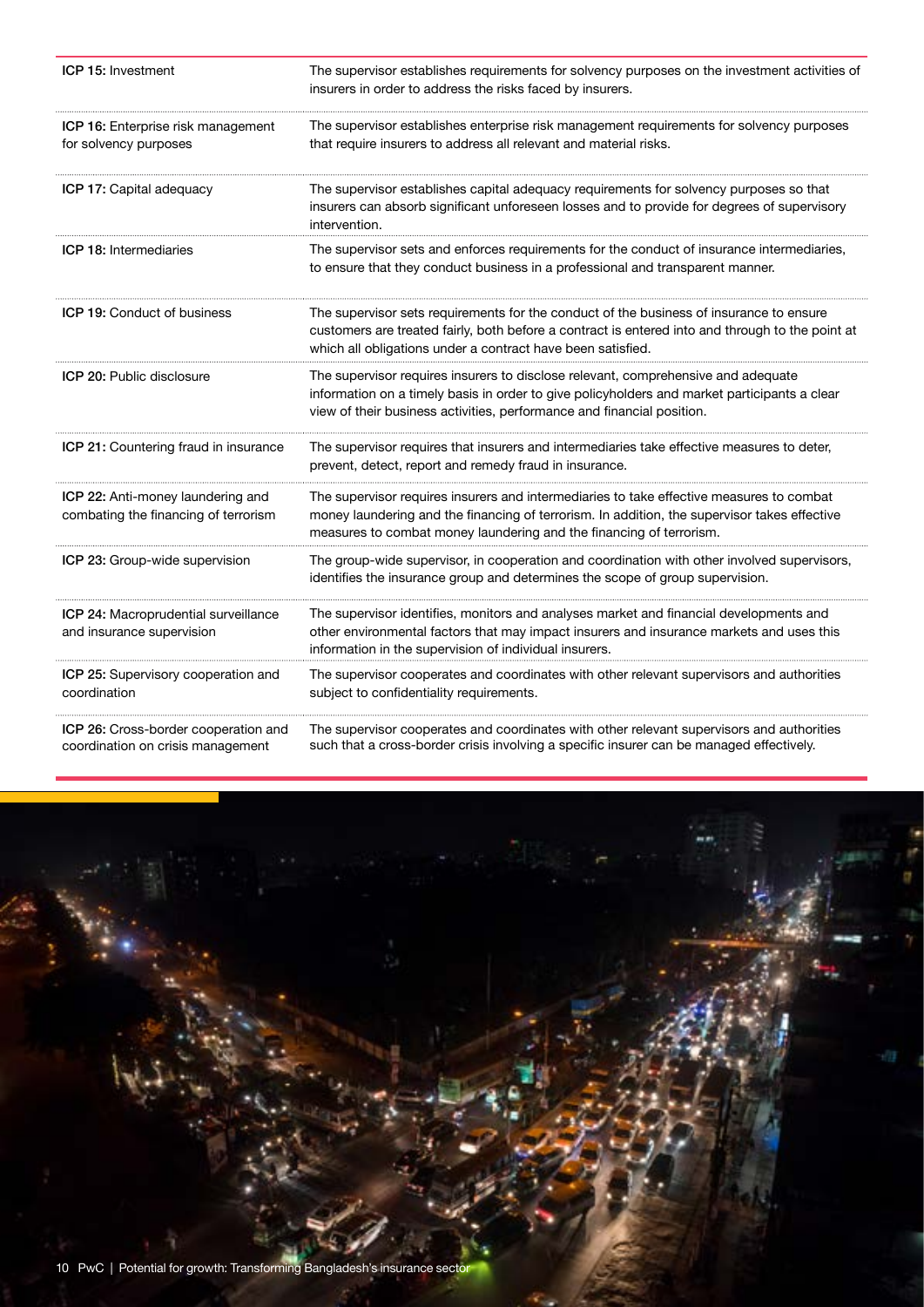| | |
|---|---|
| **ICP 15:** Investment | The supervisor establishes requirements for solvency purposes on the investment activities of insurers in order to address the risks faced by insurers. |
| **ICP 16:** Enterprise risk management for solvency purposes | The supervisor establishes enterprise risk management requirements for solvency purposes that require insurers to address all relevant and material risks. |
| **ICP 17:** Capital adequacy | The supervisor establishes capital adequacy requirements for solvency purposes so that insurers can absorb significant unforeseen losses and to provide for degrees of supervisory intervention. |
| **ICP 18:** Intermediaries | The supervisor sets and enforces requirements for the conduct of insurance intermediaries, to ensure that they conduct business in a professional and transparent manner. |
| **ICP 19:** Conduct of business | The supervisor sets requirements for the conduct of the business of insurance to ensure customers are treated fairly, both before a contract is entered into and through to the point at which all obligations under a contract have been satisfied. |
| **ICP 20:** Public disclosure | The supervisor requires insurers to disclose relevant, comprehensive and adequate information on a timely basis in order to give policyholders and market participants a clear view of their business activities, performance and financial position. |
| **ICP 21:** Countering fraud in insurance | The supervisor requires that insurers and intermediaries take effective measures to deter, prevent, detect, report and remedy fraud in insurance. |
| **ICP 22:** Anti-money laundering and combating the financing of terrorism | The supervisor requires insurers and intermediaries to take effective measures to combat money laundering and the financing of terrorism. In addition, the supervisor takes effective measures to combat money laundering and the financing of terrorism. |
| **ICP 23:** Group-wide supervision | The group-wide supervisor, in cooperation and coordination with other involved supervisors, identifies the insurance group and determines the scope of group supervision. |
| **ICP 24:** Macroprudential surveillance and insurance supervision | The supervisor identifies, monitors and analyses market and financial developments and other environmental factors that may impact insurers and insurance markets and uses this information in the supervision of individual insurers. |
| **ICP 25:** Supervisory cooperation and coordination | The supervisor cooperates and coordinates with other relevant supervisors and authorities subject to confidentiality requirements. |
| **ICP 26:** Cross-border cooperation and coordination on crisis management | The supervisor cooperates and coordinates with other relevant supervisors and authorities such that a cross-border crisis involving a specific insurer can be managed effectively. |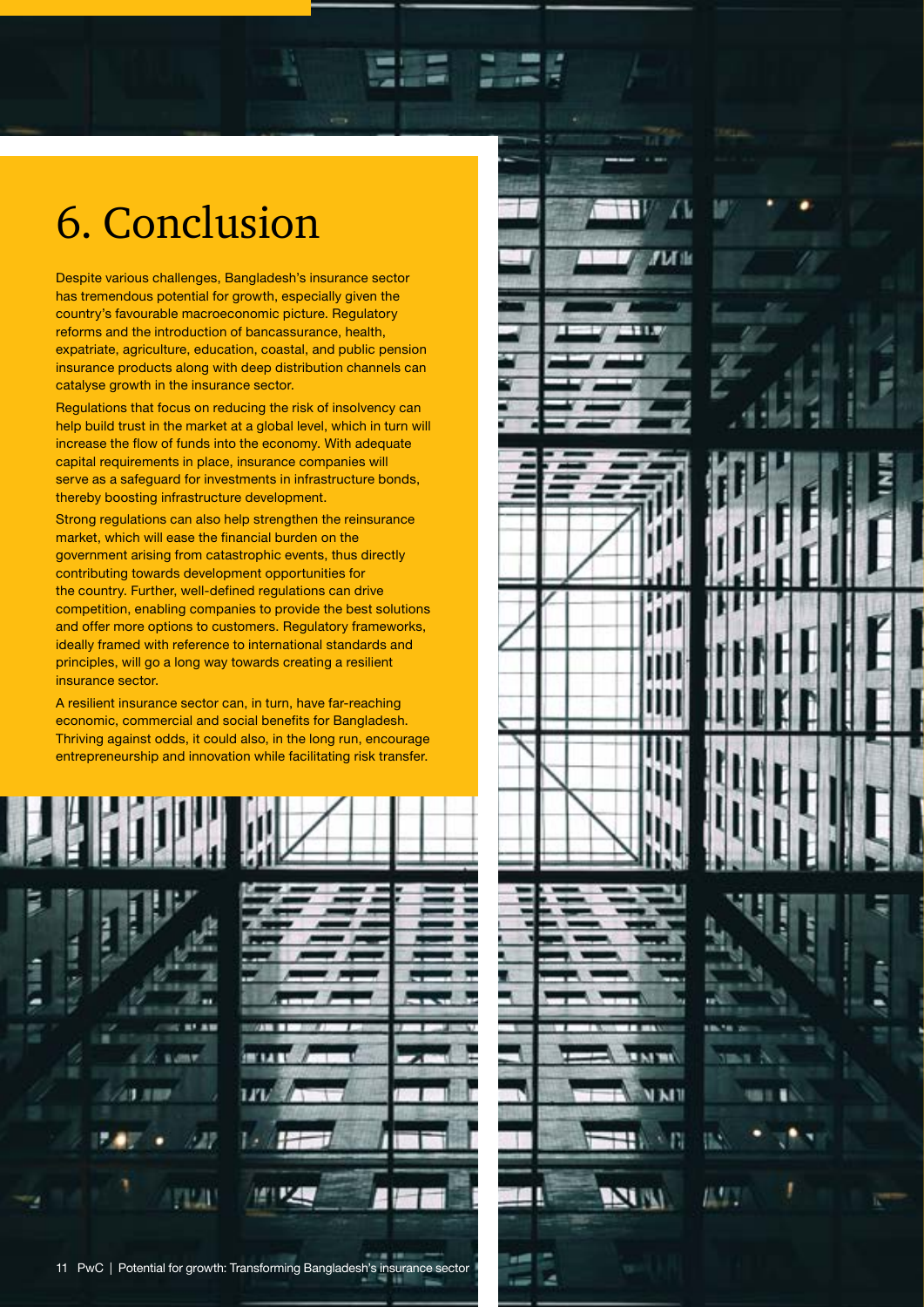# 6. Conclusion

Despite various challenges, Bangladesh's insurance sector has tremendous potential for growth, especially given the country's favourable macroeconomic picture. Regulatory reforms and the introduction of bancassurance, health, expatriate, agriculture, education, coastal, and public pension insurance products along with deep distribution channels can catalyse growth in the insurance sector.

Regulations that focus on reducing the risk of insolvency can help build trust in the market at a global level, which in turn will increase the flow of funds into the economy. With adequate capital requirements in place, insurance companies will serve as a safeguard for investments in infrastructure bonds, thereby boosting infrastructure development.

Strong regulations can also help strengthen the reinsurance market, which will ease the financial burden on the government arising from catastrophic events, thus directly contributing towards development opportunities for the country. Further, well-defined regulations can drive competition, enabling companies to provide the best solutions and offer more options to customers. Regulatory frameworks, ideally framed with reference to international standards and principles, will go a long way towards creating a resilient insurance sector.

A resilient insurance sector can, in turn, have far-reaching economic, commercial and social benefits for Bangladesh. Thriving against odds, it could also, in the long run, encourage entrepreneurship and innovation while facilitating risk transfer.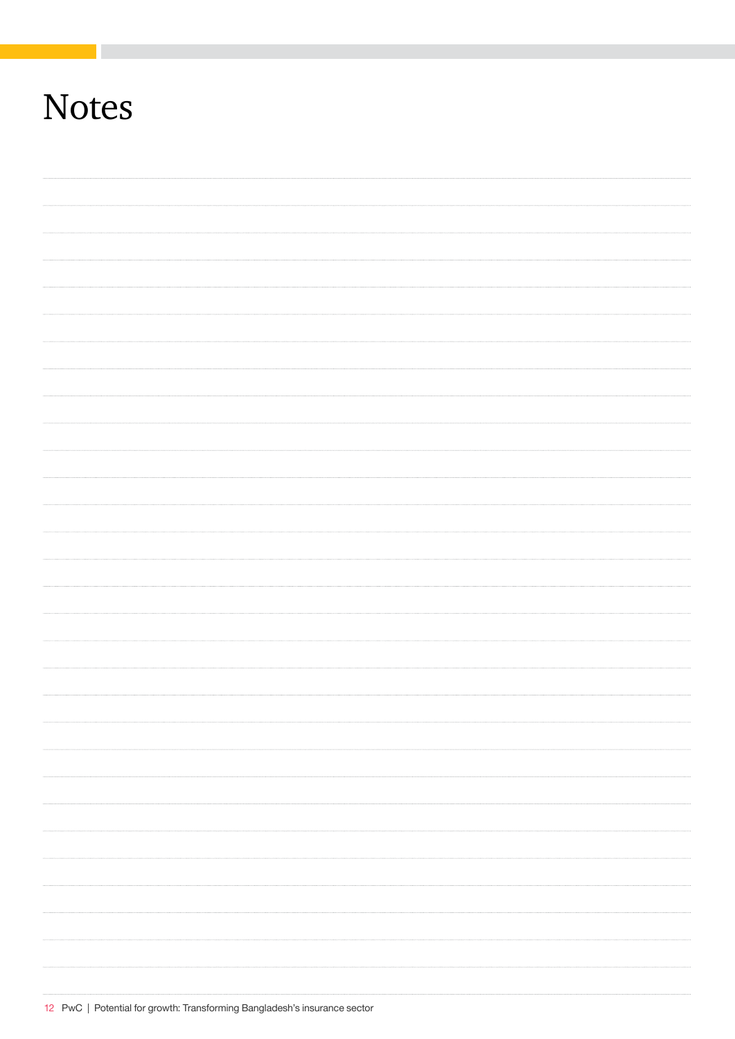# Notes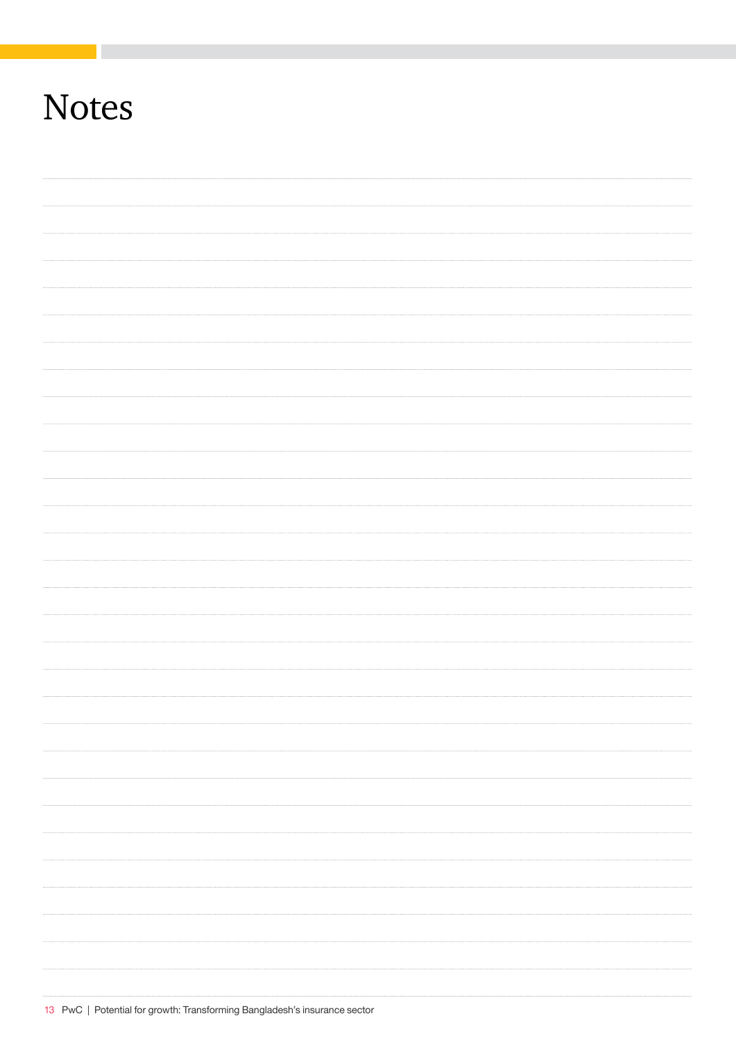# Notes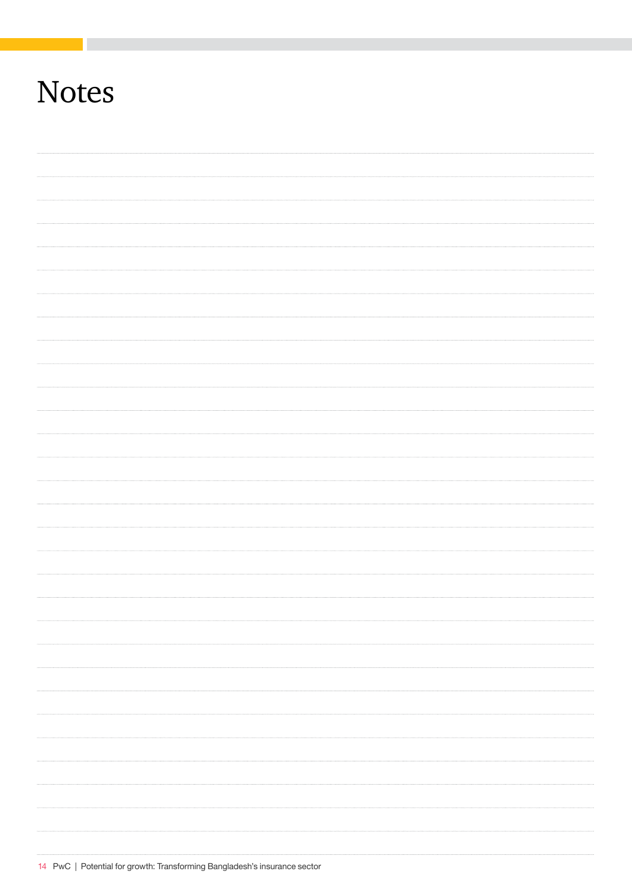# Notes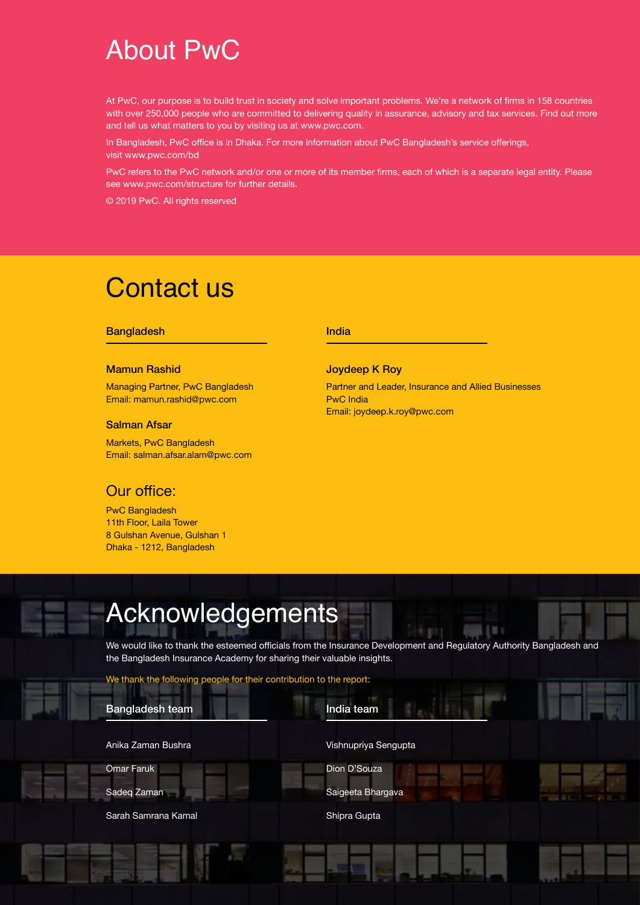# About PwC

At PwC, our purpose is to build trust in society and solve important problems. We're a network of firms in 158 countries with over 250,000 people who are committed to delivering quality in assurance, advisory and tax services. Find out more and tell us what matters to you by visiting us at www.pwc.com.

In Bangladesh, PwC office is in Dhaka. For more information about PwC Bangladesh's service offerings, visit www.pwc.com/bd

PwC refers to the PwC network and/or one or more of its member firms, each of which is a separate legal entity. Please see www.pwc.com/structure for further details.

© 2019 PwC. All rights reserved

# Contact us

### Bangladesh

**Mamun Rashid**

Managing Partner, PwC Bangladesh
Email: mamun.rashid@pwc.com

**Salman Afsar**

Markets, PwC Bangladesh
Email: salman.afsar.alam@pwc.com

### India

**Joydeep K Roy**

Partner and Leader, Insurance and Allied Businesses
PwC India
Email: joydeep.k.roy@pwc.com

## Our office:

PwC Bangladesh
11th Floor, Laila Tower
8 Gulshan Avenue, Gulshan 1
Dhaka - 1212, Bangladesh

# Acknowledgements

We would like to thank the esteemed officials from the Insurance Development and Regulatory Authority Bangladesh and the Bangladesh Insurance Academy for sharing their valuable insights.

We thank the following people for their contribution to the report:

### Bangladesh team

Anika Zaman Bushra

Omar Faruk

Sadeq Zaman

Sarah Samrana Kamal

### India team

Vishnupriya Sengupta

Dion D'Souza

Saigeeta Bhargava

Shipra Gupta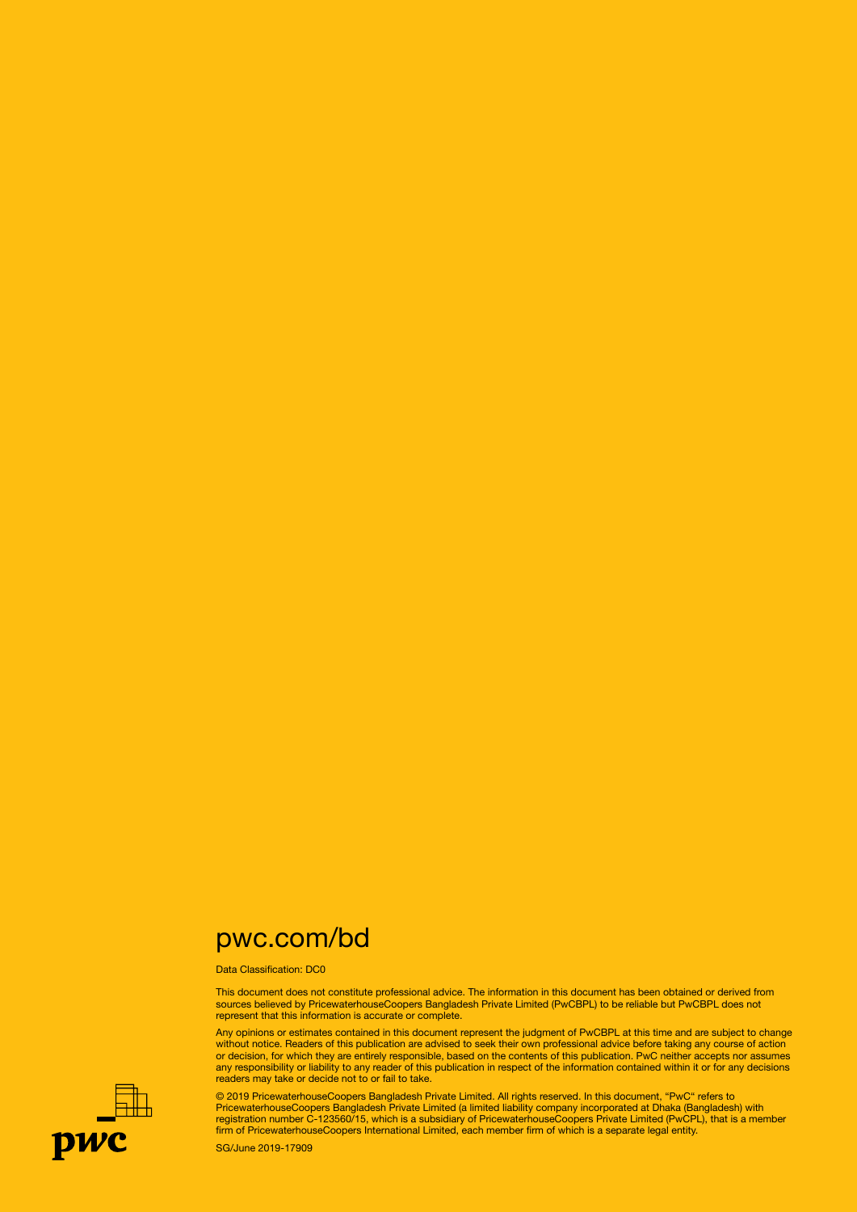# pwc.com/bd

Data Classification: DC0

This document does not constitute professional advice. The information in this document has been obtained or derived from sources believed by PricewaterhouseCoopers Bangladesh Private Limited (PwCBPL) to be reliable but PwCBPL does not represent that this information is accurate or complete.

Any opinions or estimates contained in this document represent the judgment of PwCBPL at this time and are subject to change without notice. Readers of this publication are advised to seek their own professional advice before taking any course of action or decision, for which they are entirely responsible, based on the contents of this publication. PwC neither accepts nor assumes any responsibility or liability to any reader of this publication in respect of the information contained within it or for any decisions readers may take or decide not to or fail to take.

© 2019 PricewaterhouseCoopers Bangladesh Private Limited. All rights reserved. In this document, "PwC" refers to PricewaterhouseCoopers Bangladesh Private Limited (a limited liability company incorporated at Dhaka (Bangladesh) with registration number C-123560/15, which is a subsidiary of PricewaterhouseCoopers Private Limited (PwCPL), that is a member firm of PricewaterhouseCoopers International Limited, each member firm of which is a separate legal entity.

SG/June 2019-17909